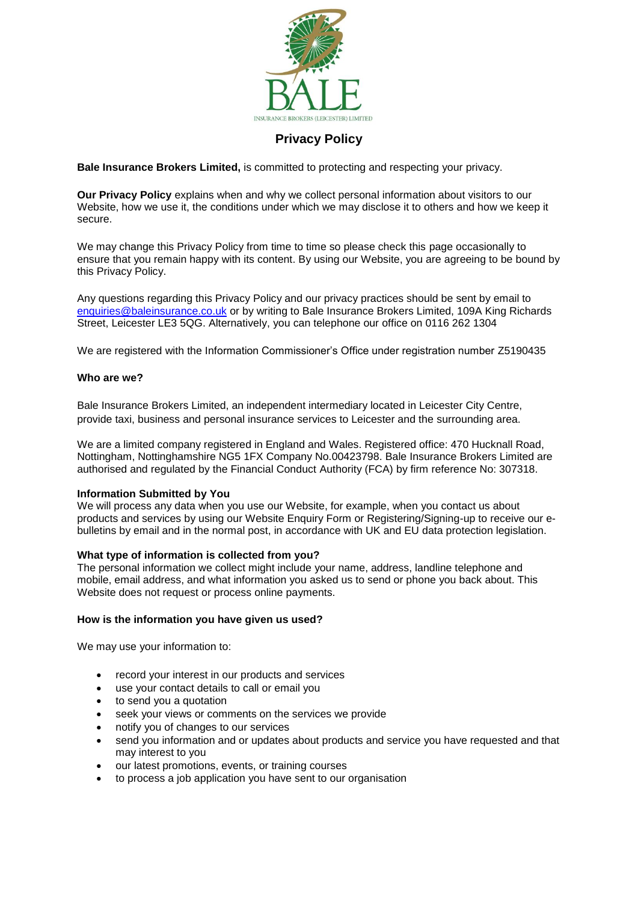BALE

INSURANCE BROKERS (LEICESTER) LIMITED

# Privacy Policy

**Bale Insurance Brokers Limited,** is committed to protecting and respecting your privacy.

**Our Privacy Policy** explains when and why we collect personal information about visitors to our Website, how we use it, the conditions under which we may disclose it to others and how we keep it secure.

We may change this Privacy Policy from time to time so please check this page occasionally to ensure that you remain happy with its content. By using our Website, you are agreeing to be bound by this Privacy Policy.

Any questions regarding this Privacy Policy and our privacy practices should be sent by email to enquiries@baleinsurance.co.uk or by writing to Bale Insurance Brokers Limited, 109A King Richards Street, Leicester LE3 5QG. Alternatively, you can telephone our office on 0116 262 1304

We are registered with the Information Commissioner's Office under registration number Z5190435

### Who are we?

Bale Insurance Brokers Limited, an independent intermediary located in Leicester City Centre, provide taxi, business and personal insurance services to Leicester and the surrounding area.

We are a limited company registered in England and Wales. Registered office: 470 Hucknall Road, Nottingham, Nottinghamshire NG5 1FX Company No.00423798. Bale Insurance Brokers Limited are authorised and regulated by the Financial Conduct Authority (FCA) by firm reference No: 307318.

### Information Submitted by You

We will process any data when you use our Website, for example, when you contact us about products and services by using our Website Enquiry Form or Registering/Signing-up to receive our e-bulletins by email and in the normal post, in accordance with UK and EU data protection legislation.

### What type of information is collected from you?

The personal information we collect might include your name, address, landline telephone and mobile, email address, and what information you asked us to send or phone you back about. This Website does not request or process online payments.

### How is the information you have given us used?

We may use your information to:

- record your interest in our products and services
- use your contact details to call or email you
- to send you a quotation
- seek your views or comments on the services we provide
- notify you of changes to our services
- send you information and or updates about products and service you have requested and that may interest to you
- our latest promotions, events, or training courses
- to process a job application you have sent to our organisation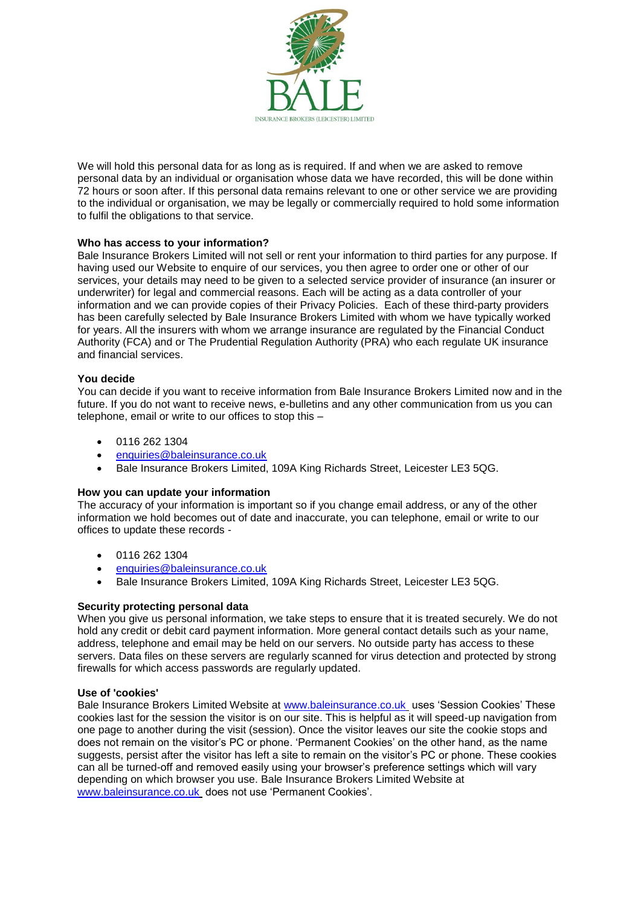We will hold this personal data for as long as is required. If and when we are asked to remove personal data by an individual or organisation whose data we have recorded, this will be done within 72 hours or soon after. If this personal data remains relevant to one or other service we are providing to the individual or organisation, we may be legally or commercially required to hold some information to fulfil the obligations to that service.

**Who has access to your information?**

Bale Insurance Brokers Limited will not sell or rent your information to third parties for any purpose. If having used our Website to enquire of our services, you then agree to order one or other of our services, your details may need to be given to a selected service provider of insurance (an insurer or underwriter) for legal and commercial reasons. Each will be acting as a data controller of your information and we can provide copies of their Privacy Policies. Each of these third-party providers has been carefully selected by Bale Insurance Brokers Limited with whom we have typically worked for years. All the insurers with whom we arrange insurance are regulated by the Financial Conduct Authority (FCA) and or The Prudential Regulation Authority (PRA) who each regulate UK insurance and financial services.

**You decide**

You can decide if you want to receive information from Bale Insurance Brokers Limited now and in the future. If you do not want to receive news, e-bulletins and any other communication from us you can telephone, email or write to our offices to stop this –

- 0116 262 1304
- enquiries@baleinsurance.co.uk
- Bale Insurance Brokers Limited, 109A King Richards Street, Leicester LE3 5QG.

**How you can update your information**

The accuracy of your information is important so if you change email address, or any of the other information we hold becomes out of date and inaccurate, you can telephone, email or write to our offices to update these records -

- 0116 262 1304
- enquiries@baleinsurance.co.uk
- Bale Insurance Brokers Limited, 109A King Richards Street, Leicester LE3 5QG.

**Security protecting personal data**

When you give us personal information, we take steps to ensure that it is treated securely. We do not hold any credit or debit card payment information. More general contact details such as your name, address, telephone and email may be held on our servers. No outside party has access to these servers. Data files on these servers are regularly scanned for virus detection and protected by strong firewalls for which access passwords are regularly updated.

**Use of 'cookies'**

Bale Insurance Brokers Limited Website at www.baleinsurance.co.uk uses 'Session Cookies' These cookies last for the session the visitor is on our site. This is helpful as it will speed-up navigation from one page to another during the visit (session). Once the visitor leaves our site the cookie stops and does not remain on the visitor's PC or phone. 'Permanent Cookies' on the other hand, as the name suggests, persist after the visitor has left a site to remain on the visitor's PC or phone. These cookies can all be turned-off and removed easily using your browser's preference settings which will vary depending on which browser you use. Bale Insurance Brokers Limited Website at www.baleinsurance.co.uk does not use 'Permanent Cookies'.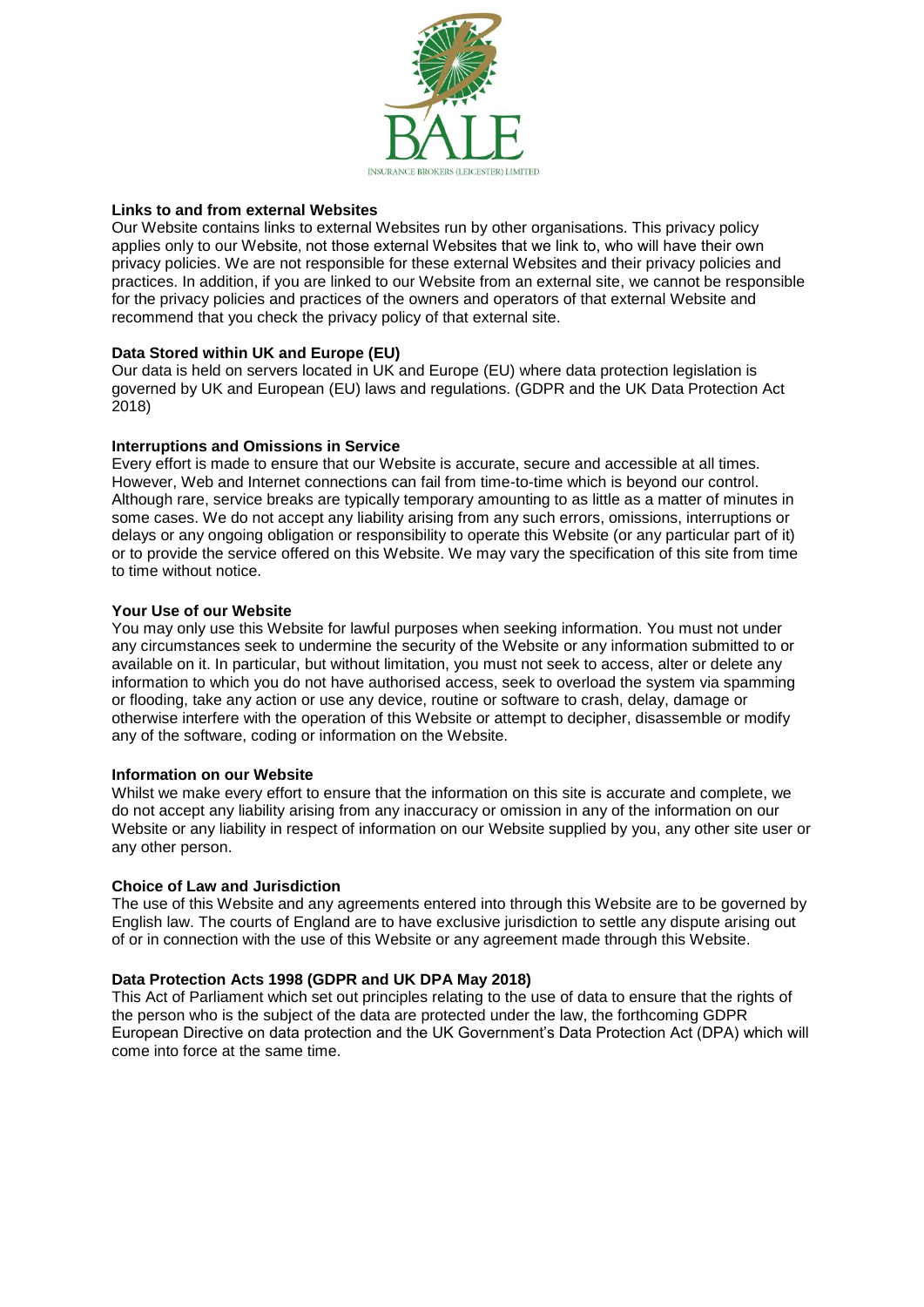**Links to and from external Websites**

Our Website contains links to external Websites run by other organisations. This privacy policy applies only to our Website, not those external Websites that we link to, who will have their own privacy policies. We are not responsible for these external Websites and their privacy policies and practices. In addition, if you are linked to our Website from an external site, we cannot be responsible for the privacy policies and practices of the owners and operators of that external Website and recommend that you check the privacy policy of that external site.

**Data Stored within UK and Europe (EU)**

Our data is held on servers located in UK and Europe (EU) where data protection legislation is governed by UK and European (EU) laws and regulations. (GDPR and the UK Data Protection Act 2018)

**Interruptions and Omissions in Service**

Every effort is made to ensure that our Website is accurate, secure and accessible at all times. However, Web and Internet connections can fail from time-to-time which is beyond our control. Although rare, service breaks are typically temporary amounting to as little as a matter of minutes in some cases. We do not accept any liability arising from any such errors, omissions, interruptions or delays or any ongoing obligation or responsibility to operate this Website (or any particular part of it) or to provide the service offered on this Website. We may vary the specification of this site from time to time without notice.

**Your Use of our Website**

You may only use this Website for lawful purposes when seeking information. You must not under any circumstances seek to undermine the security of the Website or any information submitted to or available on it. In particular, but without limitation, you must not seek to access, alter or delete any information to which you do not have authorised access, seek to overload the system via spamming or flooding, take any action or use any device, routine or software to crash, delay, damage or otherwise interfere with the operation of this Website or attempt to decipher, disassemble or modify any of the software, coding or information on the Website.

**Information on our Website**

Whilst we make every effort to ensure that the information on this site is accurate and complete, we do not accept any liability arising from any inaccuracy or omission in any of the information on our Website or any liability in respect of information on our Website supplied by you, any other site user or any other person.

**Choice of Law and Jurisdiction**

The use of this Website and any agreements entered into through this Website are to be governed by English law. The courts of England are to have exclusive jurisdiction to settle any dispute arising out of or in connection with the use of this Website or any agreement made through this Website.

**Data Protection Acts 1998 (GDPR and UK DPA May 2018)**

This Act of Parliament which set out principles relating to the use of data to ensure that the rights of the person who is the subject of the data are protected under the law, the forthcoming GDPR European Directive on data protection and the UK Government's Data Protection Act (DPA) which will come into force at the same time.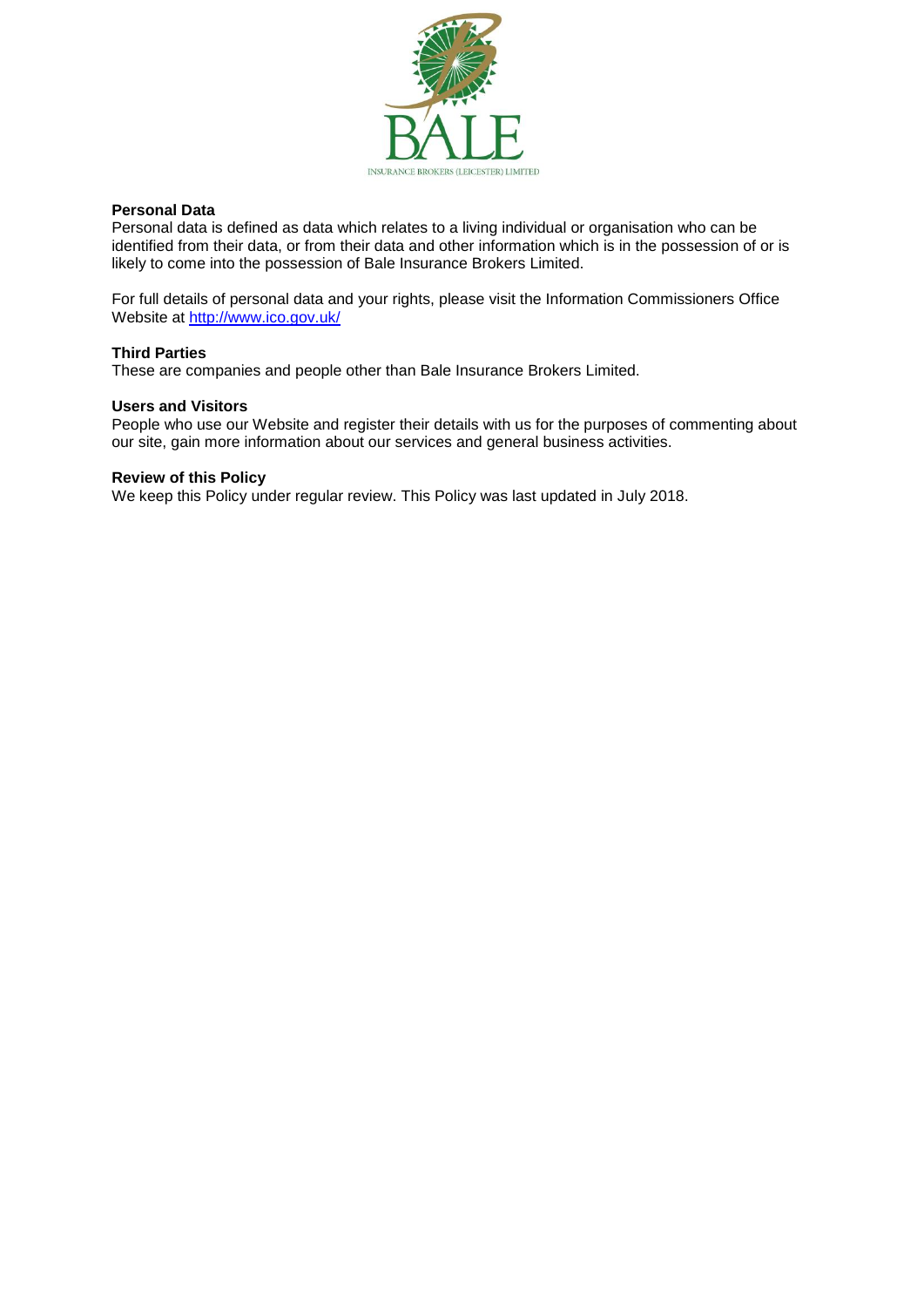**Personal Data**
Personal data is defined as data which relates to a living individual or organisation who can be identified from their data, or from their data and other information which is in the possession of or is likely to come into the possession of Bale Insurance Brokers Limited.

For full details of personal data and your rights, please visit the Information Commissioners Office Website at [http://www.ico.gov.uk/](http://www.ico.gov.uk/)

**Third Parties**
These are companies and people other than Bale Insurance Brokers Limited.

**Users and Visitors**
People who use our Website and register their details with us for the purposes of commenting about our site, gain more information about our services and general business activities.

**Review of this Policy**
We keep this Policy under regular review. This Policy was last updated in July 2018.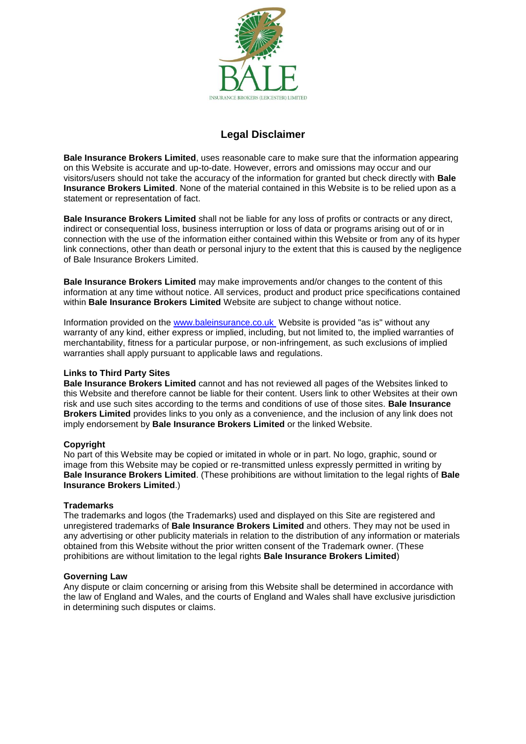BALE

INSURANCE BROKERS (LEICESTER) LIMITED

# Legal Disclaimer

**Bale Insurance Brokers Limited**, uses reasonable care to make sure that the information appearing on this Website is accurate and up-to-date. However, errors and omissions may occur and our visitors/users should not take the accuracy of the information for granted but check directly with **Bale Insurance Brokers Limited**. None of the material contained in this Website is to be relied upon as a statement or representation of fact.

**Bale Insurance Brokers Limited** shall not be liable for any loss of profits or contracts or any direct, indirect or consequential loss, business interruption or loss of data or programs arising out of or in connection with the use of the information either contained within this Website or from any of its hyper link connections, other than death or personal injury to the extent that this is caused by the negligence of Bale Insurance Brokers Limited.

**Bale Insurance Brokers Limited** may make improvements and/or changes to the content of this information at any time without notice. All services, product and product price specifications contained within **Bale Insurance Brokers Limited** Website are subject to change without notice.

Information provided on the [www.baleinsurance.co.uk](http://www.baleinsurance.co.uk) Website is provided "as is" without any warranty of any kind, either express or implied, including, but not limited to, the implied warranties of merchantability, fitness for a particular purpose, or non-infringement, as such exclusions of implied warranties shall apply pursuant to applicable laws and regulations.

**Links to Third Party Sites**

**Bale Insurance Brokers Limited** cannot and has not reviewed all pages of the Websites linked to this Website and therefore cannot be liable for their content. Users link to other Websites at their own risk and use such sites according to the terms and conditions of use of those sites. **Bale Insurance Brokers Limited** provides links to you only as a convenience, and the inclusion of any link does not imply endorsement by **Bale Insurance Brokers Limited** or the linked Website.

**Copyright**

No part of this Website may be copied or imitated in whole or in part. No logo, graphic, sound or image from this Website may be copied or re-transmitted unless expressly permitted in writing by **Bale Insurance Brokers Limited**. (These prohibitions are without limitation to the legal rights of **Bale Insurance Brokers Limited**.)

**Trademarks**

The trademarks and logos (the Trademarks) used and displayed on this Site are registered and unregistered trademarks of **Bale Insurance Brokers Limited** and others. They may not be used in any advertising or other publicity materials in relation to the distribution of any information or materials obtained from this Website without the prior written consent of the Trademark owner. (These prohibitions are without limitation to the legal rights **Bale Insurance Brokers Limited**)

**Governing Law**

Any dispute or claim concerning or arising from this Website shall be determined in accordance with the law of England and Wales, and the courts of England and Wales shall have exclusive jurisdiction in determining such disputes or claims.